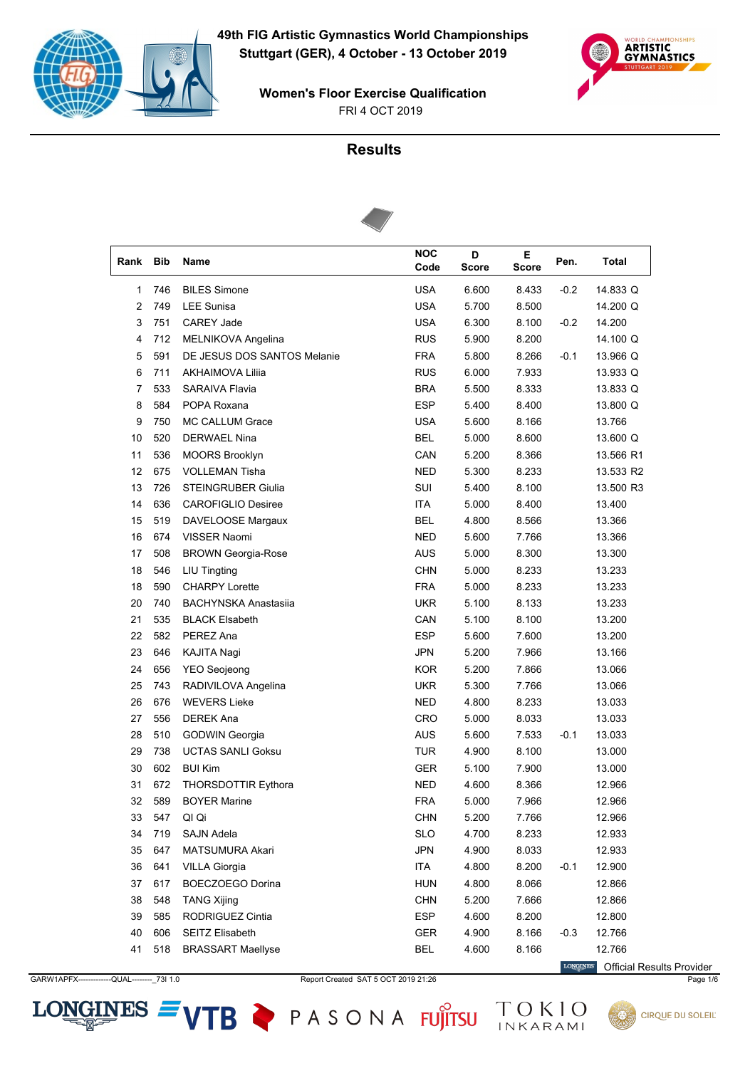# 49th FIG Artistic Gymnastics World Championships

**Stuttgart (GER), 4 October - 13 October 2019**

## Women's Floor Exercise Qualification

FRI 4 OCT 2019

## Results

| Rank | Bib | Name | NOC Code | D Score | E Score | Pen. | Total |
|---|---|---|---|---|---|---|---|
| 1 | 746 | BILES Simone | USA | 6.600 | 8.433 | -0.2 | 14.833 Q |
| 2 | 749 | LEE Sunisa | USA | 5.700 | 8.500 | | 14.200 Q |
| 3 | 751 | CAREY Jade | USA | 6.300 | 8.100 | -0.2 | 14.200 |
| 4 | 712 | MELNIKOVA Angelina | RUS | 5.900 | 8.200 | | 14.100 Q |
| 5 | 591 | DE JESUS DOS SANTOS Melanie | FRA | 5.800 | 8.266 | -0.1 | 13.966 Q |
| 6 | 711 | AKHAIMOVA Liliia | RUS | 6.000 | 7.933 | | 13.933 Q |
| 7 | 533 | SARAIVA Flavia | BRA | 5.500 | 8.333 | | 13.833 Q |
| 8 | 584 | POPA Roxana | ESP | 5.400 | 8.400 | | 13.800 Q |
| 9 | 750 | MC CALLUM Grace | USA | 5.600 | 8.166 | | 13.766 |
| 10 | 520 | DERWAEL Nina | BEL | 5.000 | 8.600 | | 13.600 Q |
| 11 | 536 | MOORS Brooklyn | CAN | 5.200 | 8.366 | | 13.566 R1 |
| 12 | 675 | VOLLEMAN Tisha | NED | 5.300 | 8.233 | | 13.533 R2 |
| 13 | 726 | STEINGRUBER Giulia | SUI | 5.400 | 8.100 | | 13.500 R3 |
| 14 | 636 | CAROFIGLIO Desiree | ITA | 5.000 | 8.400 | | 13.400 |
| 15 | 519 | DAVELOOSE Margaux | BEL | 4.800 | 8.566 | | 13.366 |
| 16 | 674 | VISSER Naomi | NED | 5.600 | 7.766 | | 13.366 |
| 17 | 508 | BROWN Georgia-Rose | AUS | 5.000 | 8.300 | | 13.300 |
| 18 | 546 | LIU Tingting | CHN | 5.000 | 8.233 | | 13.233 |
| 18 | 590 | CHARPY Lorette | FRA | 5.000 | 8.233 | | 13.233 |
| 20 | 740 | BACHYNSKA Anastasiia | UKR | 5.100 | 8.133 | | 13.233 |
| 21 | 535 | BLACK Elsabeth | CAN | 5.100 | 8.100 | | 13.200 |
| 22 | 582 | PEREZ Ana | ESP | 5.600 | 7.600 | | 13.200 |
| 23 | 646 | KAJITA Nagi | JPN | 5.200 | 7.966 | | 13.166 |
| 24 | 656 | YEO Seojeong | KOR | 5.200 | 7.866 | | 13.066 |
| 25 | 743 | RADIVILOVA Angelina | UKR | 5.300 | 7.766 | | 13.066 |
| 26 | 676 | WEVERS Lieke | NED | 4.800 | 8.233 | | 13.033 |
| 27 | 556 | DEREK Ana | CRO | 5.000 | 8.033 | | 13.033 |
| 28 | 510 | GODWIN Georgia | AUS | 5.600 | 7.533 | -0.1 | 13.033 |
| 29 | 738 | UCTAS SANLI Goksu | TUR | 4.900 | 8.100 | | 13.000 |
| 30 | 602 | BUI Kim | GER | 5.100 | 7.900 | | 13.000 |
| 31 | 672 | THORSDOTTIR Eythora | NED | 4.600 | 8.366 | | 12.966 |
| 32 | 589 | BOYER Marine | FRA | 5.000 | 7.966 | | 12.966 |
| 33 | 547 | QI Qi | CHN | 5.200 | 7.766 | | 12.966 |
| 34 | 719 | SAJN Adela | SLO | 4.700 | 8.233 | | 12.933 |
| 35 | 647 | MATSUMURA Akari | JPN | 4.900 | 8.033 | | 12.933 |
| 36 | 641 | VILLA Giorgia | ITA | 4.800 | 8.200 | -0.1 | 12.900 |
| 37 | 617 | BOECZOEGO Dorina | HUN | 4.800 | 8.066 | | 12.866 |
| 38 | 548 | TANG Xijing | CHN | 5.200 | 7.666 | | 12.866 |
| 39 | 585 | RODRIGUEZ Cintia | ESP | 4.600 | 8.200 | | 12.800 |
| 40 | 606 | SEITZ Elisabeth | GER | 4.900 | 8.166 | -0.3 | 12.766 |
| 41 | 518 | BRASSART Maellyse | BEL | 4.600 | 8.166 | | 12.766 |

Official Results Provider

GARW1APFX------------QUAL--------_73I 1.0 Report Created SAT 5 OCT 2019 21:26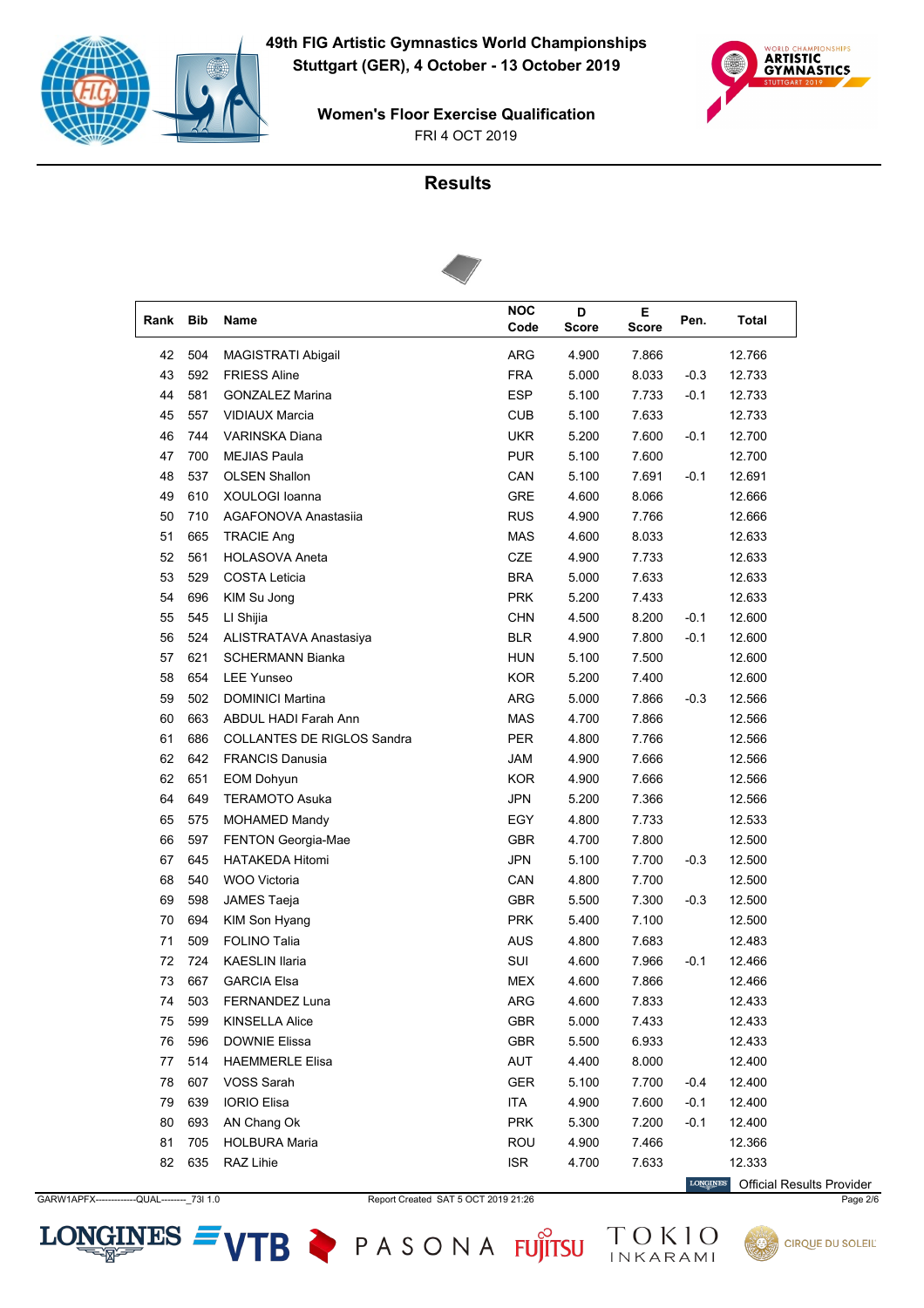# 49th FIG Artistic Gymnastics World Championships

**Stuttgart (GER), 4 October - 13 October 2019**

**Women's Floor Exercise Qualification**

FRI 4 OCT 2019

## Results

| Rank | Bib | Name | NOC Code | D Score | E Score | Pen. | Total |
|---|---|---|---|---|---|---|---|
| 42 | 504 | MAGISTRATI Abigail | ARG | 4.900 | 7.866 | | 12.766 |
| 43 | 592 | FRIESS Aline | FRA | 5.000 | 8.033 | -0.3 | 12.733 |
| 44 | 581 | GONZALEZ Marina | ESP | 5.100 | 7.733 | -0.1 | 12.733 |
| 45 | 557 | VIDIAUX Marcia | CUB | 5.100 | 7.633 | | 12.733 |
| 46 | 744 | VARINSKA Diana | UKR | 5.200 | 7.600 | -0.1 | 12.700 |
| 47 | 700 | MEJIAS Paula | PUR | 5.100 | 7.600 | | 12.700 |
| 48 | 537 | OLSEN Shallon | CAN | 5.100 | 7.691 | -0.1 | 12.691 |
| 49 | 610 | XOULOGI Ioanna | GRE | 4.600 | 8.066 | | 12.666 |
| 50 | 710 | AGAFONOVA Anastasiia | RUS | 4.900 | 7.766 | | 12.666 |
| 51 | 665 | TRACIE Ang | MAS | 4.600 | 8.033 | | 12.633 |
| 52 | 561 | HOLASOVA Aneta | CZE | 4.900 | 7.733 | | 12.633 |
| 53 | 529 | COSTA Leticia | BRA | 5.000 | 7.633 | | 12.633 |
| 54 | 696 | KIM Su Jong | PRK | 5.200 | 7.433 | | 12.633 |
| 55 | 545 | LI Shijia | CHN | 4.500 | 8.200 | -0.1 | 12.600 |
| 56 | 524 | ALISTRATAVA Anastasiya | BLR | 4.900 | 7.800 | -0.1 | 12.600 |
| 57 | 621 | SCHERMANN Bianka | HUN | 5.100 | 7.500 | | 12.600 |
| 58 | 654 | LEE Yunseo | KOR | 5.200 | 7.400 | | 12.600 |
| 59 | 502 | DOMINICI Martina | ARG | 5.000 | 7.866 | -0.3 | 12.566 |
| 60 | 663 | ABDUL HADI Farah Ann | MAS | 4.700 | 7.866 | | 12.566 |
| 61 | 686 | COLLANTES DE RIGLOS Sandra | PER | 4.800 | 7.766 | | 12.566 |
| 62 | 642 | FRANCIS Danusia | JAM | 4.900 | 7.666 | | 12.566 |
| 62 | 651 | EOM Dohyun | KOR | 4.900 | 7.666 | | 12.566 |
| 64 | 649 | TERAMOTO Asuka | JPN | 5.200 | 7.366 | | 12.566 |
| 65 | 575 | MOHAMED Mandy | EGY | 4.800 | 7.733 | | 12.533 |
| 66 | 597 | FENTON Georgia-Mae | GBR | 4.700 | 7.800 | | 12.500 |
| 67 | 645 | HATAKEDA Hitomi | JPN | 5.100 | 7.700 | -0.3 | 12.500 |
| 68 | 540 | WOO Victoria | CAN | 4.800 | 7.700 | | 12.500 |
| 69 | 598 | JAMES Taeja | GBR | 5.500 | 7.300 | -0.3 | 12.500 |
| 70 | 694 | KIM Son Hyang | PRK | 5.400 | 7.100 | | 12.500 |
| 71 | 509 | FOLINO Talia | AUS | 4.800 | 7.683 | | 12.483 |
| 72 | 724 | KAESLIN Ilaria | SUI | 4.600 | 7.966 | -0.1 | 12.466 |
| 73 | 667 | GARCIA Elsa | MEX | 4.600 | 7.866 | | 12.466 |
| 74 | 503 | FERNANDEZ Luna | ARG | 4.600 | 7.833 | | 12.433 |
| 75 | 599 | KINSELLA Alice | GBR | 5.000 | 7.433 | | 12.433 |
| 76 | 596 | DOWNIE Elissa | GBR | 5.500 | 6.933 | | 12.433 |
| 77 | 514 | HAEMMERLE Elisa | AUT | 4.400 | 8.000 | | 12.400 |
| 78 | 607 | VOSS Sarah | GER | 5.100 | 7.700 | -0.4 | 12.400 |
| 79 | 639 | IORIO Elisa | ITA | 4.900 | 7.600 | -0.1 | 12.400 |
| 80 | 693 | AN Chang Ok | PRK | 5.300 | 7.200 | -0.1 | 12.400 |
| 81 | 705 | HOLBURA Maria | ROU | 4.900 | 7.466 | | 12.366 |
| 82 | 635 | RAZ Lihie | ISR | 4.700 | 7.633 | | 12.333 |

LONGINES Official Results Provider

GARW1APFX------------QUAL--------_73I 1.0 Report Created SAT 5 OCT 2019 21:26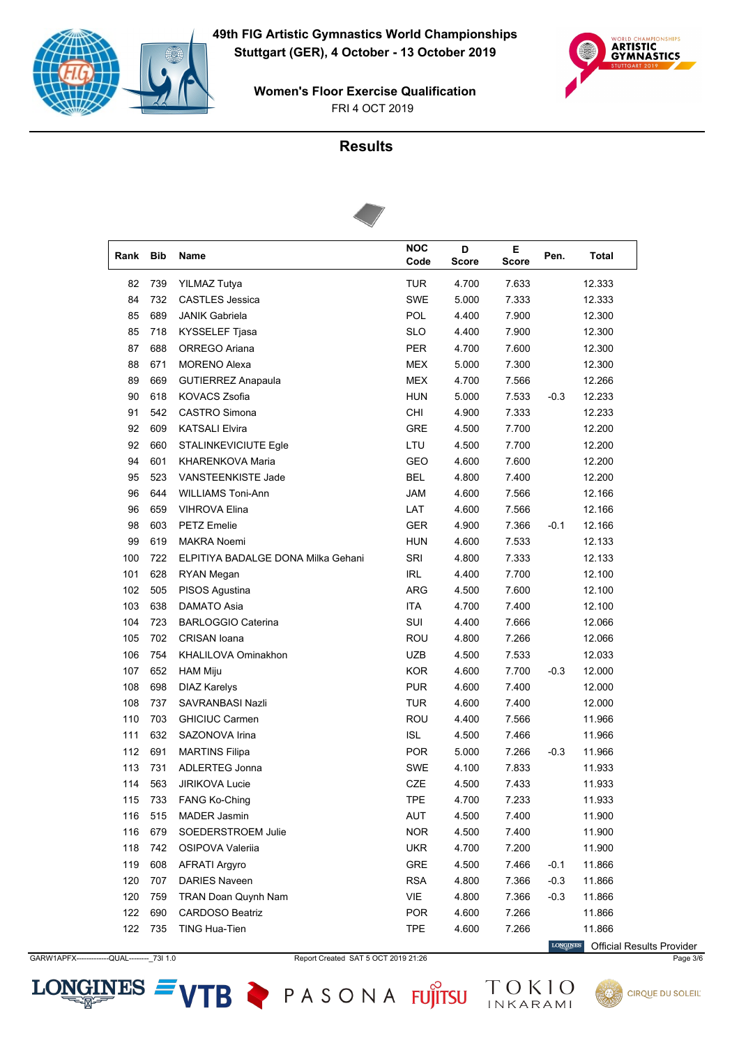# 49th FIG Artistic Gymnastics World Championships

**Stuttgart (GER), 4 October - 13 October 2019**

**Women's Floor Exercise Qualification**

FRI 4 OCT 2019

## Results

| Rank | Bib | Name | NOC Code | D Score | E Score | Pen. | Total |
|---|---|---|---|---|---|---|---|
| 82 | 739 | YILMAZ Tutya | TUR | 4.700 | 7.633 | | 12.333 |
| 84 | 732 | CASTLES Jessica | SWE | 5.000 | 7.333 | | 12.333 |
| 85 | 689 | JANIK Gabriela | POL | 4.400 | 7.900 | | 12.300 |
| 85 | 718 | KYSSELEF Tjasa | SLO | 4.400 | 7.900 | | 12.300 |
| 87 | 688 | ORREGO Ariana | PER | 4.700 | 7.600 | | 12.300 |
| 88 | 671 | MORENO Alexa | MEX | 5.000 | 7.300 | | 12.300 |
| 89 | 669 | GUTIERREZ Anapaula | MEX | 4.700 | 7.566 | | 12.266 |
| 90 | 618 | KOVACS Zsofia | HUN | 5.000 | 7.533 | -0.3 | 12.233 |
| 91 | 542 | CASTRO Simona | CHI | 4.900 | 7.333 | | 12.233 |
| 92 | 609 | KATSALI Elvira | GRE | 4.500 | 7.700 | | 12.200 |
| 92 | 660 | STALINKEVICIUTE Egle | LTU | 4.500 | 7.700 | | 12.200 |
| 94 | 601 | KHARENKOVA Maria | GEO | 4.600 | 7.600 | | 12.200 |
| 95 | 523 | VANSTEENKISTE Jade | BEL | 4.800 | 7.400 | | 12.200 |
| 96 | 644 | WILLIAMS Toni-Ann | JAM | 4.600 | 7.566 | | 12.166 |
| 96 | 659 | VIHROVA Elina | LAT | 4.600 | 7.566 | | 12.166 |
| 98 | 603 | PETZ Emelie | GER | 4.900 | 7.366 | -0.1 | 12.166 |
| 99 | 619 | MAKRA Noemi | HUN | 4.600 | 7.533 | | 12.133 |
| 100 | 722 | ELPITIYA BADALGE DONA Milka Gehani | SRI | 4.800 | 7.333 | | 12.133 |
| 101 | 628 | RYAN Megan | IRL | 4.400 | 7.700 | | 12.100 |
| 102 | 505 | PISOS Agustina | ARG | 4.500 | 7.600 | | 12.100 |
| 103 | 638 | DAMATO Asia | ITA | 4.700 | 7.400 | | 12.100 |
| 104 | 723 | BARLOGGIO Caterina | SUI | 4.400 | 7.666 | | 12.066 |
| 105 | 702 | CRISAN Ioana | ROU | 4.800 | 7.266 | | 12.066 |
| 106 | 754 | KHALILOVA Ominakhon | UZB | 4.500 | 7.533 | | 12.033 |
| 107 | 652 | HAM Miju | KOR | 4.600 | 7.700 | -0.3 | 12.000 |
| 108 | 698 | DIAZ Karelys | PUR | 4.600 | 7.400 | | 12.000 |
| 108 | 737 | SAVRANBASI Nazli | TUR | 4.600 | 7.400 | | 12.000 |
| 110 | 703 | GHICIUC Carmen | ROU | 4.400 | 7.566 | | 11.966 |
| 111 | 632 | SAZONOVA Irina | ISL | 4.500 | 7.466 | | 11.966 |
| 112 | 691 | MARTINS Filipa | POR | 5.000 | 7.266 | -0.3 | 11.966 |
| 113 | 731 | ADLERTEG Jonna | SWE | 4.100 | 7.833 | | 11.933 |
| 114 | 563 | JIRIKOVA Lucie | CZE | 4.500 | 7.433 | | 11.933 |
| 115 | 733 | FANG Ko-Ching | TPE | 4.700 | 7.233 | | 11.933 |
| 116 | 515 | MADER Jasmin | AUT | 4.500 | 7.400 | | 11.900 |
| 116 | 679 | SOEDERSTROEM Julie | NOR | 4.500 | 7.400 | | 11.900 |
| 118 | 742 | OSIPOVA Valeriia | UKR | 4.700 | 7.200 | | 11.900 |
| 119 | 608 | AFRATI Argyro | GRE | 4.500 | 7.466 | -0.1 | 11.866 |
| 120 | 707 | DARIES Naveen | RSA | 4.800 | 7.366 | -0.3 | 11.866 |
| 120 | 759 | TRAN Doan Quynh Nam | VIE | 4.800 | 7.366 | -0.3 | 11.866 |
| 122 | 690 | CARDOSO Beatriz | POR | 4.600 | 7.266 | | 11.866 |
| 122 | 735 | TING Hua-Tien | TPE | 4.600 | 7.266 | | 11.866 |

Official Results Provider

GARW1APFX-------------QUAL--------_73I 1.0 Report Created SAT 5 OCT 2019 21:26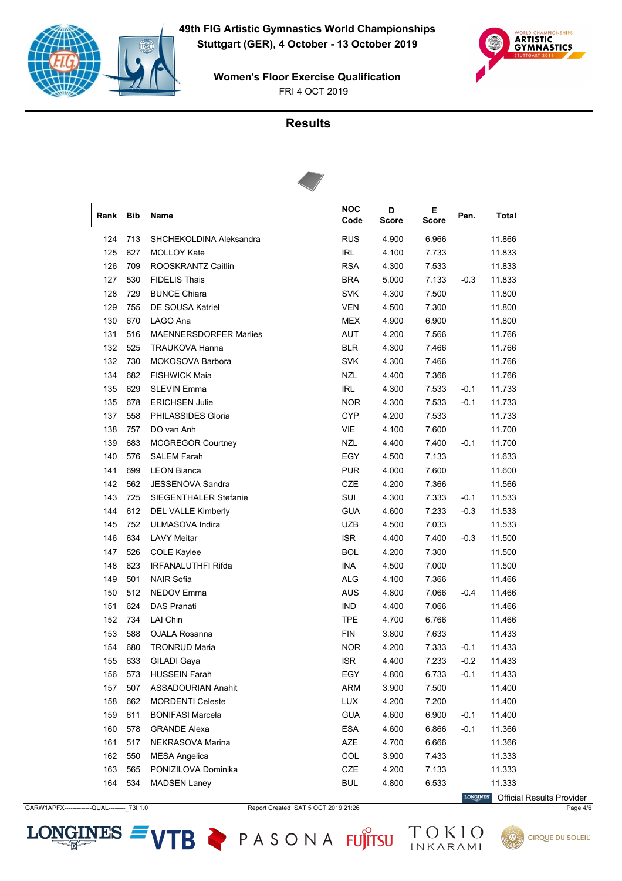# 49th FIG Artistic Gymnastics World Championships
## Stuttgart (GER), 4 October - 13 October 2019

### Women's Floor Exercise Qualification
FRI 4 OCT 2019

## Results

| Rank | Bib | Name | NOC Code | D Score | E Score | Pen. | Total |
|---|---|---|---|---|---|---|---|
| 124 | 713 | SHCHEKOLDINA Aleksandra | RUS | 4.900 | 6.966 | | 11.866 |
| 125 | 627 | MOLLOY Kate | IRL | 4.100 | 7.733 | | 11.833 |
| 126 | 709 | ROOSKRANTZ Caitlin | RSA | 4.300 | 7.533 | | 11.833 |
| 127 | 530 | FIDELIS Thais | BRA | 5.000 | 7.133 | -0.3 | 11.833 |
| 128 | 729 | BUNCE Chiara | SVK | 4.300 | 7.500 | | 11.800 |
| 129 | 755 | DE SOUSA Katriel | VEN | 4.500 | 7.300 | | 11.800 |
| 130 | 670 | LAGO Ana | MEX | 4.900 | 6.900 | | 11.800 |
| 131 | 516 | MAENNERSDORFER Marlies | AUT | 4.200 | 7.566 | | 11.766 |
| 132 | 525 | TRAUKOVA Hanna | BLR | 4.300 | 7.466 | | 11.766 |
| 132 | 730 | MOKOSOVA Barbora | SVK | 4.300 | 7.466 | | 11.766 |
| 134 | 682 | FISHWICK Maia | NZL | 4.400 | 7.366 | | 11.766 |
| 135 | 629 | SLEVIN Emma | IRL | 4.300 | 7.533 | -0.1 | 11.733 |
| 135 | 678 | ERICHSEN Julie | NOR | 4.300 | 7.533 | -0.1 | 11.733 |
| 137 | 558 | PHILASSIDES Gloria | CYP | 4.200 | 7.533 | | 11.733 |
| 138 | 757 | DO van Anh | VIE | 4.100 | 7.600 | | 11.700 |
| 139 | 683 | MCGREGOR Courtney | NZL | 4.400 | 7.400 | -0.1 | 11.700 |
| 140 | 576 | SALEM Farah | EGY | 4.500 | 7.133 | | 11.633 |
| 141 | 699 | LEON Bianca | PUR | 4.000 | 7.600 | | 11.600 |
| 142 | 562 | JESSENOVA Sandra | CZE | 4.200 | 7.366 | | 11.566 |
| 143 | 725 | SIEGENTHALER Stefanie | SUI | 4.300 | 7.333 | -0.1 | 11.533 |
| 144 | 612 | DEL VALLE Kimberly | GUA | 4.600 | 7.233 | -0.3 | 11.533 |
| 145 | 752 | ULMASOVA Indira | UZB | 4.500 | 7.033 | | 11.533 |
| 146 | 634 | LAVY Meitar | ISR | 4.400 | 7.400 | -0.3 | 11.500 |
| 147 | 526 | COLE Kaylee | BOL | 4.200 | 7.300 | | 11.500 |
| 148 | 623 | IRFANALUTHFI Rifda | INA | 4.500 | 7.000 | | 11.500 |
| 149 | 501 | NAIR Sofia | ALG | 4.100 | 7.366 | | 11.466 |
| 150 | 512 | NEDOV Emma | AUS | 4.800 | 7.066 | -0.4 | 11.466 |
| 151 | 624 | DAS Pranati | IND | 4.400 | 7.066 | | 11.466 |
| 152 | 734 | LAI Chin | TPE | 4.700 | 6.766 | | 11.466 |
| 153 | 588 | OJALA Rosanna | FIN | 3.800 | 7.633 | | 11.433 |
| 154 | 680 | TRONRUD Maria | NOR | 4.200 | 7.333 | -0.1 | 11.433 |
| 155 | 633 | GILADI Gaya | ISR | 4.400 | 7.233 | -0.2 | 11.433 |
| 156 | 573 | HUSSEIN Farah | EGY | 4.800 | 6.733 | -0.1 | 11.433 |
| 157 | 507 | ASSADOURIAN Anahit | ARM | 3.900 | 7.500 | | 11.400 |
| 158 | 662 | MORDENTI Celeste | LUX | 4.200 | 7.200 | | 11.400 |
| 159 | 611 | BONIFASI Marcela | GUA | 4.600 | 6.900 | -0.1 | 11.400 |
| 160 | 578 | GRANDE Alexa | ESA | 4.600 | 6.866 | -0.1 | 11.366 |
| 161 | 517 | NEKRASOVA Marina | AZE | 4.700 | 6.666 | | 11.366 |
| 162 | 550 | MESA Angelica | COL | 3.900 | 7.433 | | 11.333 |
| 163 | 565 | PONIZILOVA Dominika | CZE | 4.200 | 7.133 | | 11.333 |
| 164 | 534 | MADSEN Laney | BUL | 4.800 | 6.533 | | 11.333 |

Official Results Provider

GARW1APFX------------QUAL--------_73I 1.0    Report Created SAT 5 OCT 2019 21:26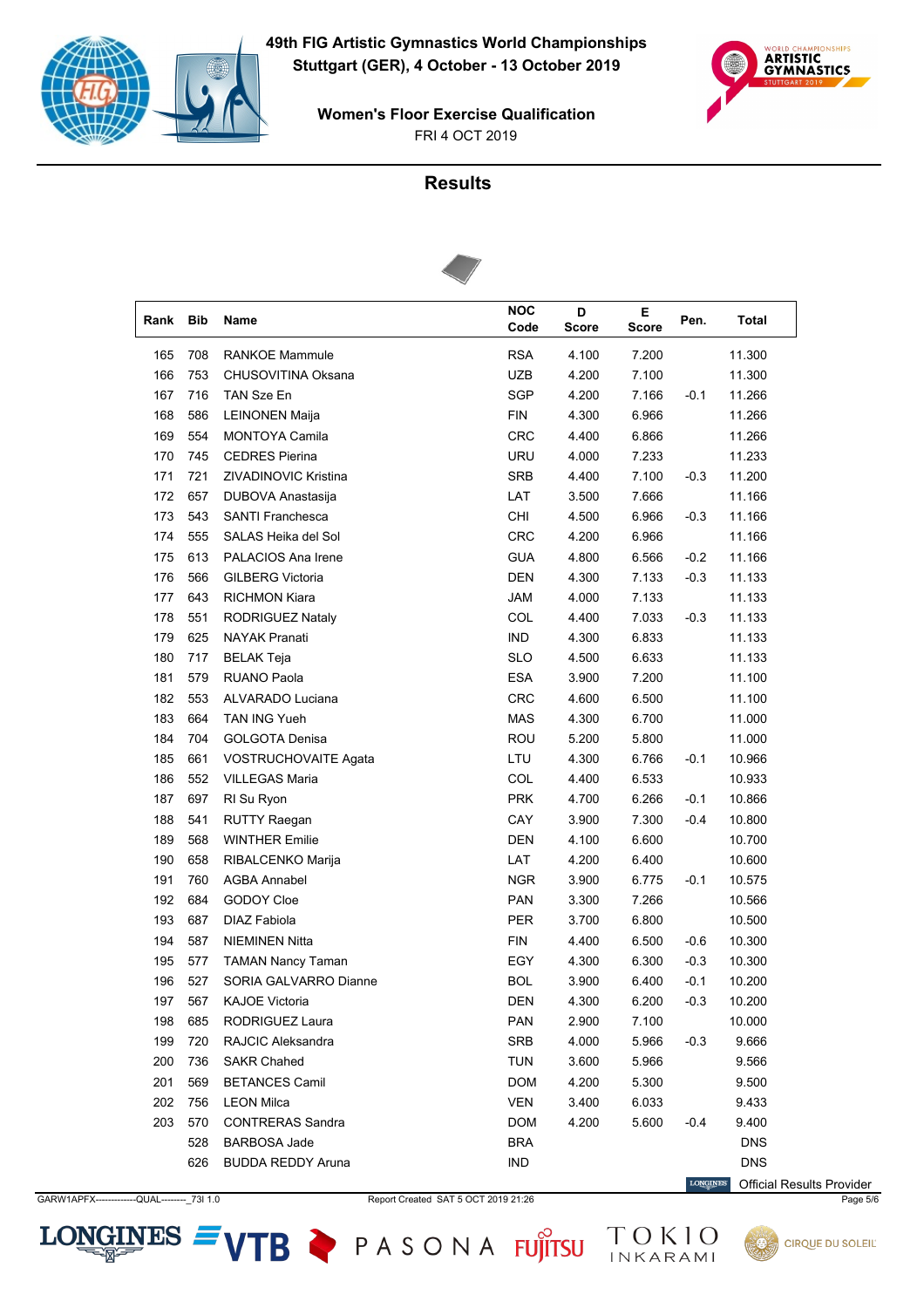# 49th FIG Artistic Gymnastics World Championships

**Stuttgart (GER), 4 October - 13 October 2019**

**Women's Floor Exercise Qualification**

FRI 4 OCT 2019

## Results

| Rank | Bib | Name | NOC Code | D Score | E Score | Pen. | Total |
|---|---|---|---|---|---|---|---|
| 165 | 708 | RANKOE Mammule | RSA | 4.100 | 7.200 | | 11.300 |
| 166 | 753 | CHUSOVITINA Oksana | UZB | 4.200 | 7.100 | | 11.300 |
| 167 | 716 | TAN Sze En | SGP | 4.200 | 7.166 | -0.1 | 11.266 |
| 168 | 586 | LEINONEN Maija | FIN | 4.300 | 6.966 | | 11.266 |
| 169 | 554 | MONTOYA Camila | CRC | 4.400 | 6.866 | | 11.266 |
| 170 | 745 | CEDRES Pierina | URU | 4.000 | 7.233 | | 11.233 |
| 171 | 721 | ZIVADINOVIC Kristina | SRB | 4.400 | 7.100 | -0.3 | 11.200 |
| 172 | 657 | DUBOVA Anastasija | LAT | 3.500 | 7.666 | | 11.166 |
| 173 | 543 | SANTI Franchesca | CHI | 4.500 | 6.966 | -0.3 | 11.166 |
| 174 | 555 | SALAS Heika del Sol | CRC | 4.200 | 6.966 | | 11.166 |
| 175 | 613 | PALACIOS Ana Irene | GUA | 4.800 | 6.566 | -0.2 | 11.166 |
| 176 | 566 | GILBERG Victoria | DEN | 4.300 | 7.133 | -0.3 | 11.133 |
| 177 | 643 | RICHMON Kiara | JAM | 4.000 | 7.133 | | 11.133 |
| 178 | 551 | RODRIGUEZ Nataly | COL | 4.400 | 7.033 | -0.3 | 11.133 |
| 179 | 625 | NAYAK Pranati | IND | 4.300 | 6.833 | | 11.133 |
| 180 | 717 | BELAK Teja | SLO | 4.500 | 6.633 | | 11.133 |
| 181 | 579 | RUANO Paola | ESA | 3.900 | 7.200 | | 11.100 |
| 182 | 553 | ALVARADO Luciana | CRC | 4.600 | 6.500 | | 11.100 |
| 183 | 664 | TAN ING Yueh | MAS | 4.300 | 6.700 | | 11.000 |
| 184 | 704 | GOLGOTA Denisa | ROU | 5.200 | 5.800 | | 11.000 |
| 185 | 661 | VOSTRUCHOVAITE Agata | LTU | 4.300 | 6.766 | -0.1 | 10.966 |
| 186 | 552 | VILLEGAS Maria | COL | 4.400 | 6.533 | | 10.933 |
| 187 | 697 | RI Su Ryon | PRK | 4.700 | 6.266 | -0.1 | 10.866 |
| 188 | 541 | RUTTY Raegan | CAY | 3.900 | 7.300 | -0.4 | 10.800 |
| 189 | 568 | WINTHER Emilie | DEN | 4.100 | 6.600 | | 10.700 |
| 190 | 658 | RIBALCENKO Marija | LAT | 4.200 | 6.400 | | 10.600 |
| 191 | 760 | AGBA Annabel | NGR | 3.900 | 6.775 | -0.1 | 10.575 |
| 192 | 684 | GODOY Cloe | PAN | 3.300 | 7.266 | | 10.566 |
| 193 | 687 | DIAZ Fabiola | PER | 3.700 | 6.800 | | 10.500 |
| 194 | 587 | NIEMINEN Nitta | FIN | 4.400 | 6.500 | -0.6 | 10.300 |
| 195 | 577 | TAMAN Nancy Taman | EGY | 4.300 | 6.300 | -0.3 | 10.300 |
| 196 | 527 | SORIA GALVARRO Dianne | BOL | 3.900 | 6.400 | -0.1 | 10.200 |
| 197 | 567 | KAJOE Victoria | DEN | 4.300 | 6.200 | -0.3 | 10.200 |
| 198 | 685 | RODRIGUEZ Laura | PAN | 2.900 | 7.100 | | 10.000 |
| 199 | 720 | RAJCIC Aleksandra | SRB | 4.000 | 5.966 | -0.3 | 9.666 |
| 200 | 736 | SAKR Chahed | TUN | 3.600 | 5.966 | | 9.566 |
| 201 | 569 | BETANCES Camil | DOM | 4.200 | 5.300 | | 9.500 |
| 202 | 756 | LEON Milca | VEN | 3.400 | 6.033 | | 9.433 |
| 203 | 570 | CONTRERAS Sandra | DOM | 4.200 | 5.600 | -0.4 | 9.400 |
| | 528 | BARBOSA Jade | BRA | | | | DNS |
| | 626 | BUDDA REDDY Aruna | IND | | | | DNS |

LONGINES Official Results Provider

GARW1APFX-------------QUAL--------_73I 1.0 Report Created SAT 5 OCT 2019 21:26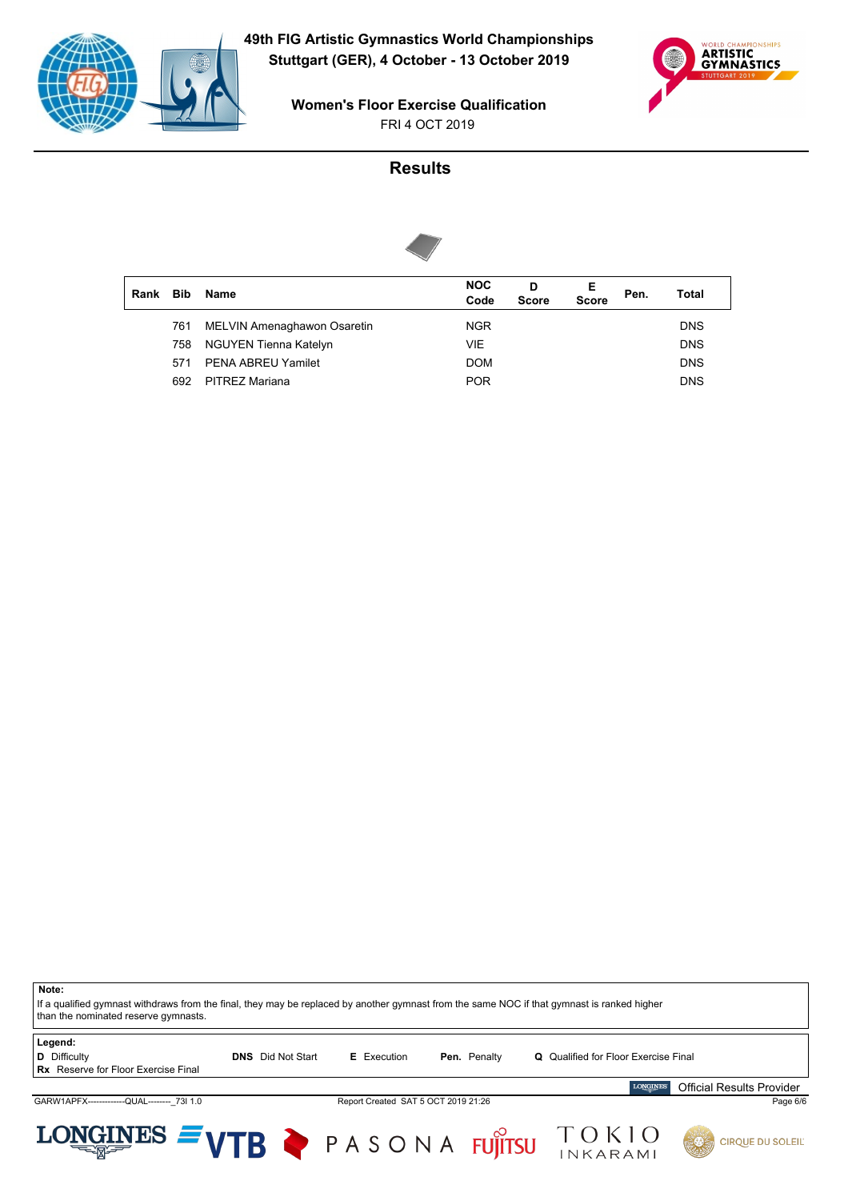# 49th FIG Artistic Gymnastics World Championships

**Stuttgart (GER), 4 October - 13 October 2019**

**Women's Floor Exercise Qualification**

FRI 4 OCT 2019

## Results

| Rank | Bib | Name | NOC Code | D Score | E Score | Pen. | Total |
|---|---|---|---|---|---|---|---|
| | 761 | MELVIN Amenaghawon Osaretin | NGR | | | | DNS |
| | 758 | NGUYEN Tienna Katelyn | VIE | | | | DNS |
| | 571 | PENA ABREU Yamilet | DOM | | | | DNS |
| | 692 | PITREZ Mariana | POR | | | | DNS |

**Note:**
If a qualified gymnast withdraws from the final, they may be replaced by another gymnast from the same NOC if that gymnast is ranked higher than the nominated reserve gymnasts.

**Legend:**
**D** Difficulty
**Rx** Reserve for Floor Exercise Final
**DNS** Did Not Start
**E** Execution
**Pen.** Penalty
**Q** Qualified for Floor Exercise Final

Official Results Provider

GARW1APFX-------------QUAL--------_73I 1.0

Report Created SAT 5 OCT 2019 21:26